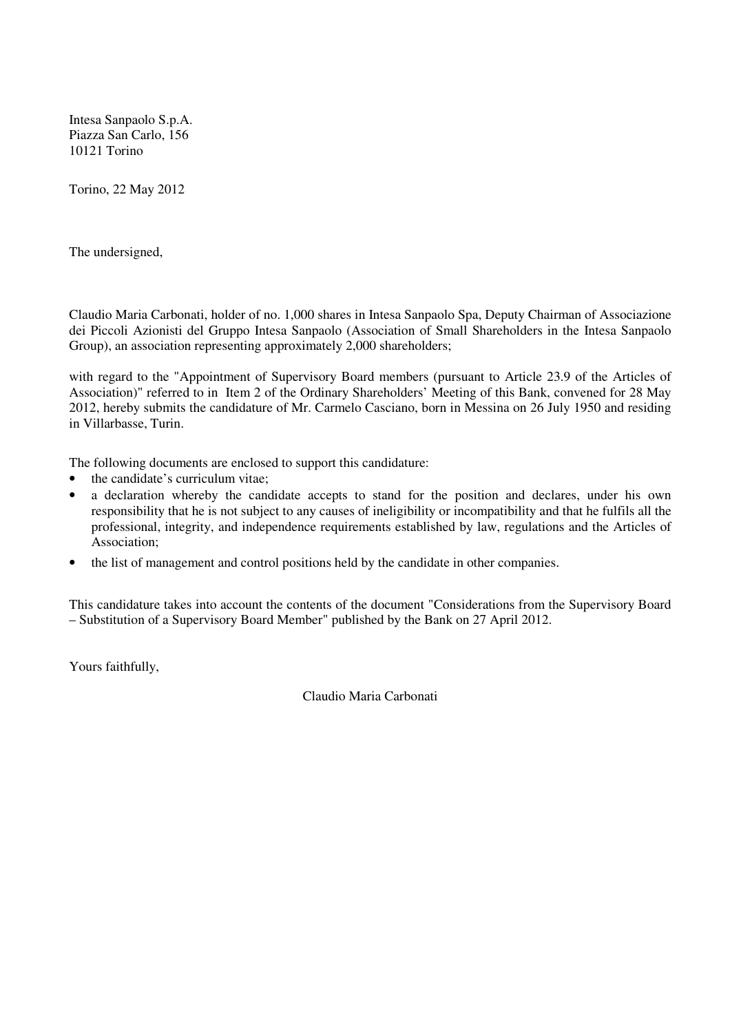Intesa Sanpaolo S.p.A.
Piazza San Carlo, 156
10121 Torino

Torino, 22 May 2012

The undersigned,

Claudio Maria Carbonati, holder of no. 1,000 shares in Intesa Sanpaolo Spa, Deputy Chairman of Associazione dei Piccoli Azionisti del Gruppo Intesa Sanpaolo (Association of Small Shareholders in the Intesa Sanpaolo Group), an association representing approximately 2,000 shareholders;

with regard to the "Appointment of Supervisory Board members (pursuant to Article 23.9 of the Articles of Association)" referred to in Item 2 of the Ordinary Shareholders' Meeting of this Bank, convened for 28 May 2012, hereby submits the candidature of Mr. Carmelo Casciano, born in Messina on 26 July 1950 and residing in Villarbasse, Turin.

The following documents are enclosed to support this candidature:

- the candidate's curriculum vitae;
- a declaration whereby the candidate accepts to stand for the position and declares, under his own responsibility that he is not subject to any causes of ineligibility or incompatibility and that he fulfils all the professional, integrity, and independence requirements established by law, regulations and the Articles of Association;
- the list of management and control positions held by the candidate in other companies.

This candidature takes into account the contents of the document "Considerations from the Supervisory Board – Substitution of a Supervisory Board Member" published by the Bank on 27 April 2012.

Yours faithfully,

Claudio Maria Carbonati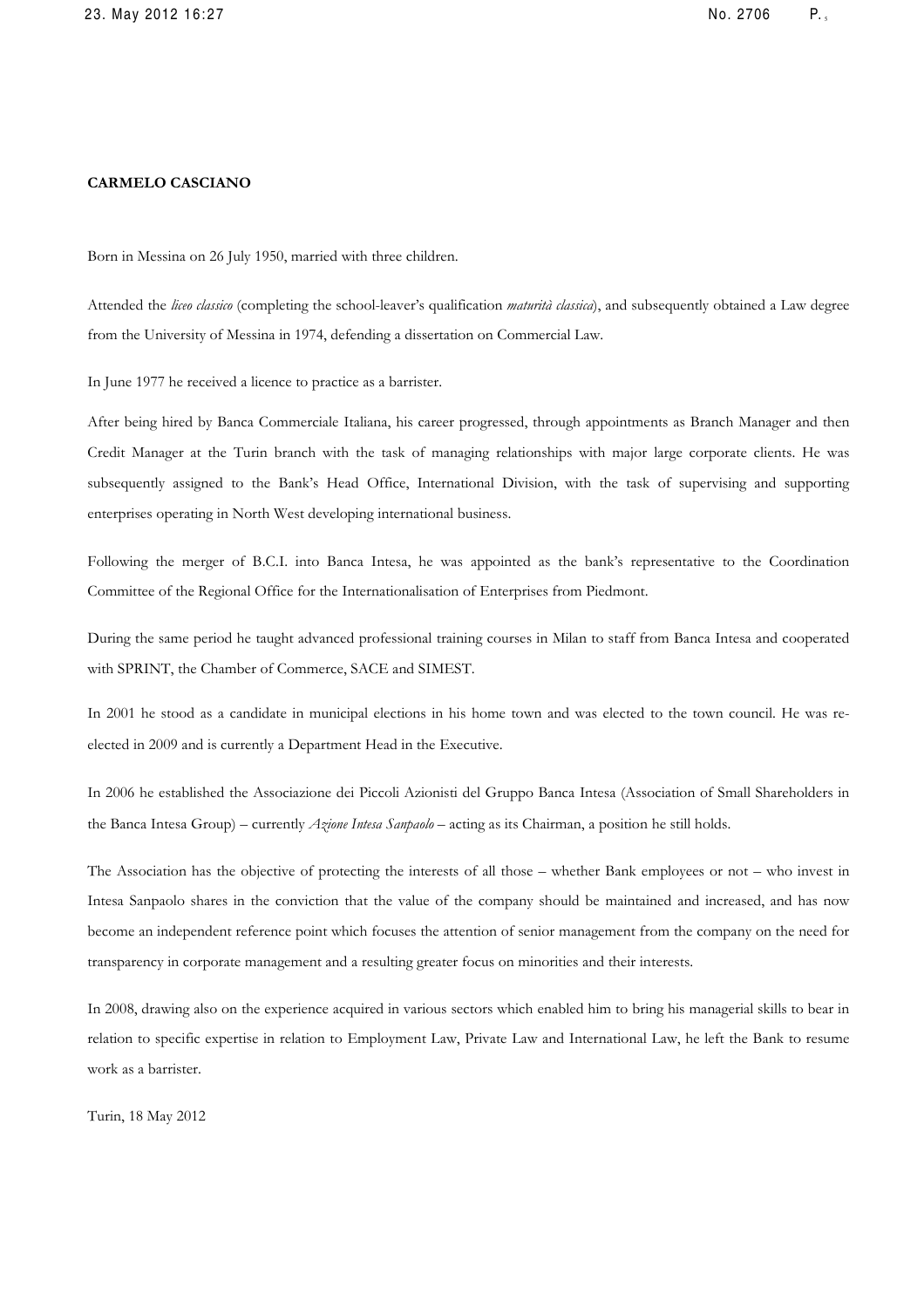**CARMELO CASCIANO**

Born in Messina on 26 July 1950, married with three children.

Attended the *liceo classico* (completing the school-leaver's qualification *maturità classica*), and subsequently obtained a Law degree from the University of Messina in 1974, defending a dissertation on Commercial Law.

In June 1977 he received a licence to practice as a barrister.

After being hired by Banca Commerciale Italiana, his career progressed, through appointments as Branch Manager and then Credit Manager at the Turin branch with the task of managing relationships with major large corporate clients. He was subsequently assigned to the Bank's Head Office, International Division, with the task of supervising and supporting enterprises operating in North West developing international business.

Following the merger of B.C.I. into Banca Intesa, he was appointed as the bank's representative to the Coordination Committee of the Regional Office for the Internationalisation of Enterprises from Piedmont.

During the same period he taught advanced professional training courses in Milan to staff from Banca Intesa and cooperated with SPRINT, the Chamber of Commerce, SACE and SIMEST.

In 2001 he stood as a candidate in municipal elections in his home town and was elected to the town council. He was re-elected in 2009 and is currently a Department Head in the Executive.

In 2006 he established the Associazione dei Piccoli Azionisti del Gruppo Banca Intesa (Association of Small Shareholders in the Banca Intesa Group) – currently *Azione Intesa Sanpaolo* – acting as its Chairman, a position he still holds.

The Association has the objective of protecting the interests of all those – whether Bank employees or not – who invest in Intesa Sanpaolo shares in the conviction that the value of the company should be maintained and increased, and has now become an independent reference point which focuses the attention of senior management from the company on the need for transparency in corporate management and a resulting greater focus on minorities and their interests.

In 2008, drawing also on the experience acquired in various sectors which enabled him to bring his managerial skills to bear in relation to specific expertise in relation to Employment Law, Private Law and International Law, he left the Bank to resume work as a barrister.

Turin, 18 May 2012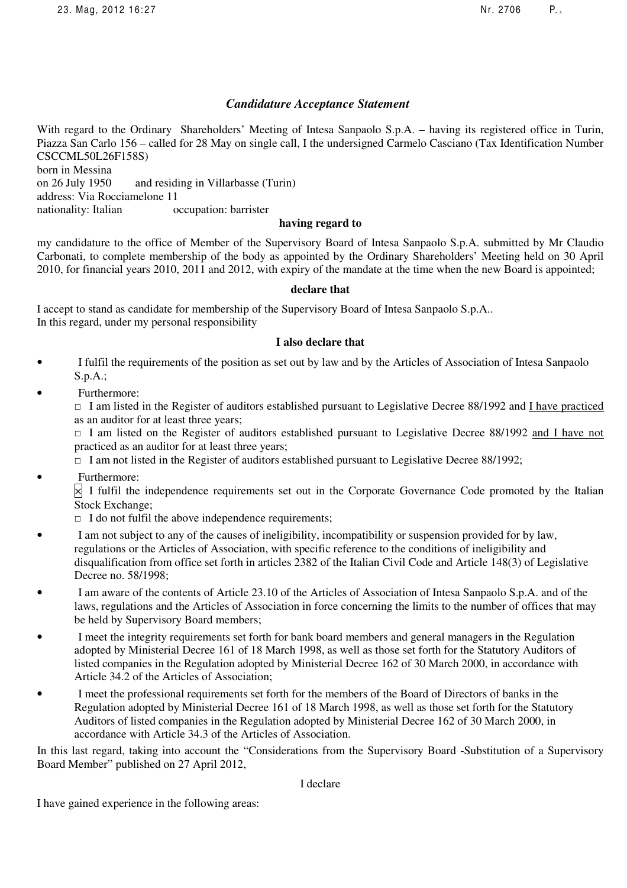*Candidature Acceptance Statement*

With regard to the Ordinary Shareholders' Meeting of Intesa Sanpaolo S.p.A. – having its registered office in Turin, Piazza San Carlo 156 – called for 28 May on single call, I the undersigned Carmelo Casciano (Tax Identification Number CSCCML50L26F158S)
born in Messina
on 26 July 1950 and residing in Villarbasse (Turin)
address: Via Rocciamelone 11
nationality: Italian occupation: barrister

**having regard to**

my candidature to the office of Member of the Supervisory Board of Intesa Sanpaolo S.p.A. submitted by Mr Claudio Carbonati, to complete membership of the body as appointed by the Ordinary Shareholders' Meeting held on 30 April 2010, for financial years 2010, 2011 and 2012, with expiry of the mandate at the time when the new Board is appointed;

**declare that**

I accept to stand as candidate for membership of the Supervisory Board of Intesa Sanpaolo S.p.A..
In this regard, under my personal responsibility

**I also declare that**

- I fulfil the requirements of the position as set out by law and by the Articles of Association of Intesa Sanpaolo S.p.A.;
- Furthermore:
  - □ I am listed in the Register of auditors established pursuant to Legislative Decree 88/1992 and <u>I have practiced</u> as an auditor for at least three years;
  - □ I am listed on the Register of auditors established pursuant to Legislative Decree 88/1992 <u>and I have not</u> practiced as an auditor for at least three years;
  - □ I am not listed in the Register of auditors established pursuant to Legislative Decree 88/1992;
- Furthermore:
  - ☒ I fulfil the independence requirements set out in the Corporate Governance Code promoted by the Italian Stock Exchange;
  - □ I do not fulfil the above independence requirements;
- I am not subject to any of the causes of ineligibility, incompatibility or suspension provided for by law, regulations or the Articles of Association, with specific reference to the conditions of ineligibility and disqualification from office set forth in articles 2382 of the Italian Civil Code and Article 148(3) of Legislative Decree no. 58/1998;
- I am aware of the contents of Article 23.10 of the Articles of Association of Intesa Sanpaolo S.p.A. and of the laws, regulations and the Articles of Association in force concerning the limits to the number of offices that may be held by Supervisory Board members;
- I meet the integrity requirements set forth for bank board members and general managers in the Regulation adopted by Ministerial Decree 161 of 18 March 1998, as well as those set forth for the Statutory Auditors of listed companies in the Regulation adopted by Ministerial Decree 162 of 30 March 2000, in accordance with Article 34.2 of the Articles of Association;
- I meet the professional requirements set forth for the members of the Board of Directors of banks in the Regulation adopted by Ministerial Decree 161 of 18 March 1998, as well as those set forth for the Statutory Auditors of listed companies in the Regulation adopted by Ministerial Decree 162 of 30 March 2000, in accordance with Article 34.3 of the Articles of Association.

In this last regard, taking into account the "Considerations from the Supervisory Board -Substitution of a Supervisory Board Member" published on 27 April 2012,

I declare

I have gained experience in the following areas: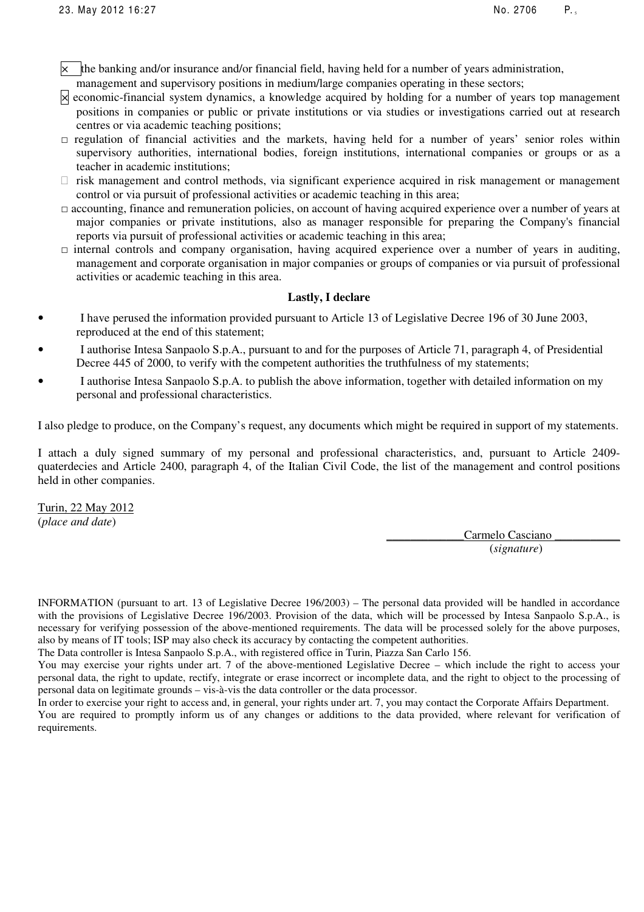- ☒ the banking and/or insurance and/or financial field, having held for a number of years administration, management and supervisory positions in medium/large companies operating in these sectors;
- ☒ economic-financial system dynamics, a knowledge acquired by holding for a number of years top management positions in companies or public or private institutions or via studies or investigations carried out at research centres or via academic teaching positions;
- □ regulation of financial activities and the markets, having held for a number of years' senior roles within supervisory authorities, international bodies, foreign institutions, international companies or groups or as a teacher in academic institutions;
- □ risk management and control methods, via significant experience acquired in risk management or management control or via pursuit of professional activities or academic teaching in this area;
- □ accounting, finance and remuneration policies, on account of having acquired experience over a number of years at major companies or private institutions, also as manager responsible for preparing the Company's financial reports via pursuit of professional activities or academic teaching in this area;
- □ internal controls and company organisation, having acquired experience over a number of years in auditing, management and corporate organisation in major companies or groups of companies or via pursuit of professional activities or academic teaching in this area.

**Lastly, I declare**

- I have perused the information provided pursuant to Article 13 of Legislative Decree 196 of 30 June 2003, reproduced at the end of this statement;
- I authorise Intesa Sanpaolo S.p.A., pursuant to and for the purposes of Article 71, paragraph 4, of Presidential Decree 445 of 2000, to verify with the competent authorities the truthfulness of my statements;
- I authorise Intesa Sanpaolo S.p.A. to publish the above information, together with detailed information on my personal and professional characteristics.

I also pledge to produce, on the Company's request, any documents which might be required in support of my statements.

I attach a duly signed summary of my personal and professional characteristics, and, pursuant to Article 2409-quaterdecies and Article 2400, paragraph 4, of the Italian Civil Code, the list of the management and control positions held in other companies.

Turin, 22 May 2012
(*place and date*)

Carmelo Casciano
(*signature*)

INFORMATION (pursuant to art. 13 of Legislative Decree 196/2003) – The personal data provided will be handled in accordance with the provisions of Legislative Decree 196/2003. Provision of the data, which will be processed by Intesa Sanpaolo S.p.A., is necessary for verifying possession of the above-mentioned requirements. The data will be processed solely for the above purposes, also by means of IT tools; ISP may also check its accuracy by contacting the competent authorities.
The Data controller is Intesa Sanpaolo S.p.A., with registered office in Turin, Piazza San Carlo 156.
You may exercise your rights under art. 7 of the above-mentioned Legislative Decree – which include the right to access your personal data, the right to update, rectify, integrate or erase incorrect or incomplete data, and the right to object to the processing of personal data on legitimate grounds – vis-à-vis the data controller or the data processor.
In order to exercise your right to access and, in general, your rights under art. 7, you may contact the Corporate Affairs Department.
You are required to promptly inform us of any changes or additions to the data provided, where relevant for verification of requirements.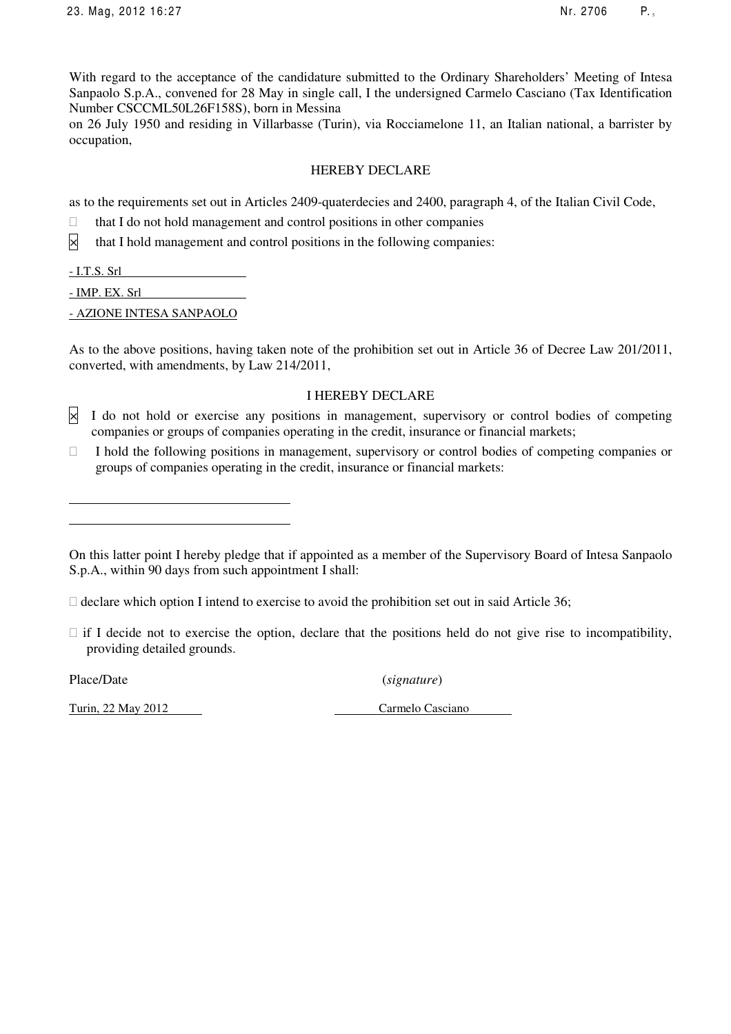With regard to the acceptance of the candidature submitted to the Ordinary Shareholders' Meeting of Intesa Sanpaolo S.p.A., convened for 28 May in single call, I the undersigned Carmelo Casciano (Tax Identification Number CSCCML50L26F158S), born in Messina
on 26 July 1950 and residing in Villarbasse (Turin), via Rocciamelone 11, an Italian national, a barrister by occupation,

HEREBY DECLARE

as to the requirements set out in Articles 2409-quaterdecies and 2400, paragraph 4, of the Italian Civil Code,

- ☐ that I do not hold management and control positions in other companies
- ☒ that I hold management and control positions in the following companies:

- I.T.S. Srl
- IMP. EX. Srl
- AZIONE INTESA SANPAOLO

As to the above positions, having taken note of the prohibition set out in Article 36 of Decree Law 201/2011, converted, with amendments, by Law 214/2011,

I HEREBY DECLARE

- ☒ I do not hold or exercise any positions in management, supervisory or control bodies of competing companies or groups of companies operating in the credit, insurance or financial markets;
- ☐ I hold the following positions in management, supervisory or control bodies of competing companies or groups of companies operating in the credit, insurance or financial markets:

\_\_\_\_\_\_\_\_\_\_\_\_\_\_\_\_\_\_\_\_\_\_\_\_\_\_\_\_\_\_

\_\_\_\_\_\_\_\_\_\_\_\_\_\_\_\_\_\_\_\_\_\_\_\_\_\_\_\_\_\_

On this latter point I hereby pledge that if appointed as a member of the Supervisory Board of Intesa Sanpaolo S.p.A., within 90 days from such appointment I shall:

- ☐ declare which option I intend to exercise to avoid the prohibition set out in said Article 36;
- ☐ if I decide not to exercise the option, declare that the positions held do not give rise to incompatibility, providing detailed grounds.

Place/Date (*signature*)

Turin, 22 May 2012 Carmelo Casciano